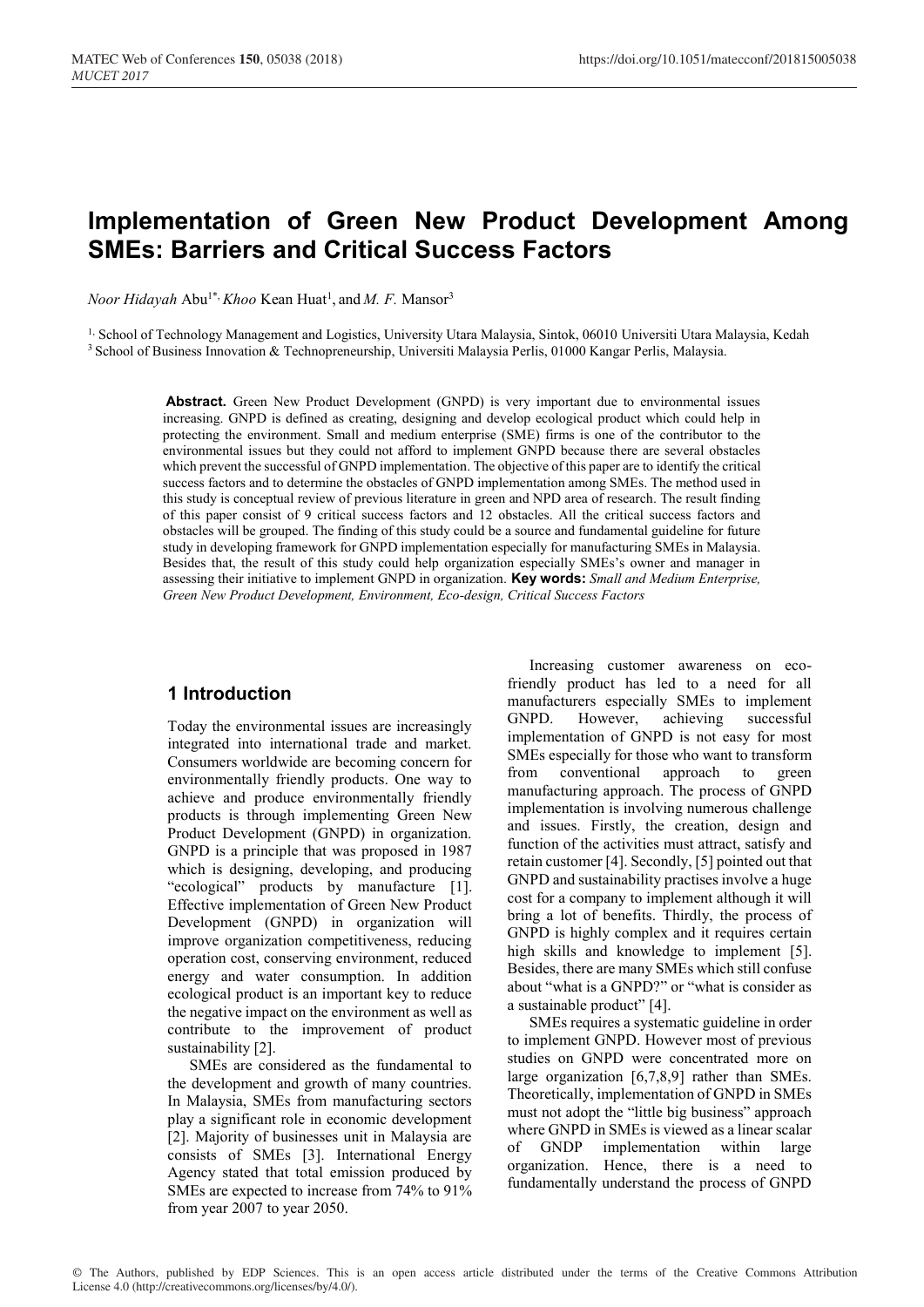# Implementation of Green New Product Development Among SMEs: Barriers and Critical Success Factors

*Noor Hidayah* Abu[1*], *Khoo* Kean Huat[1], and *M. F.* Mansor[3]

[1,] School of Technology Management and Logistics, University Utara Malaysia, Sintok, 06010 Universiti Utara Malaysia, Kedah
[3] School of Business Innovation & Technopreneurship, Universiti Malaysia Perlis, 01000 Kangar Perlis, Malaysia.

**Abstract.** Green New Product Development (GNPD) is very important due to environmental issues increasing. GNPD is defined as creating, designing and develop ecological product which could help in protecting the environment. Small and medium enterprise (SME) firms is one of the contributor to the environmental issues but they could not afford to implement GNPD because there are several obstacles which prevent the successful of GNPD implementation. The objective of this paper are to identify the critical success factors and to determine the obstacles of GNPD implementation among SMEs. The method used in this study is conceptual review of previous literature in green and NPD area of research. The result finding of this paper consist of 9 critical success factors and 12 obstacles. All the critical success factors and obstacles will be grouped. The finding of this study could be a source and fundamental guideline for future study in developing framework for GNPD implementation especially for manufacturing SMEs in Malaysia. Besides that, the result of this study could help organization especially SMEs's owner and manager in assessing their initiative to implement GNPD in organization. **Key words:** *Small and Medium Enterprise, Green New Product Development, Environment, Eco-design, Critical Success Factors*

## 1 Introduction

Today the environmental issues are increasingly integrated into international trade and market. Consumers worldwide are becoming concern for environmentally friendly products. One way to achieve and produce environmentally friendly products is through implementing Green New Product Development (GNPD) in organization. GNPD is a principle that was proposed in 1987 which is designing, developing, and producing "ecological" products by manufacture [1]. Effective implementation of Green New Product Development (GNPD) in organization will improve organization competitiveness, reducing operation cost, conserving environment, reduced energy and water consumption. In addition ecological product is an important key to reduce the negative impact on the environment as well as contribute to the improvement of product sustainability [2].

SMEs are considered as the fundamental to the development and growth of many countries. In Malaysia, SMEs from manufacturing sectors play a significant role in economic development [2]. Majority of businesses unit in Malaysia are consists of SMEs [3]. International Energy Agency stated that total emission produced by SMEs are expected to increase from 74% to 91% from year 2007 to year 2050.

Increasing customer awareness on eco-friendly product has led to a need for all manufacturers especially SMEs to implement GNPD. However, achieving successful implementation of GNPD is not easy for most SMEs especially for those who want to transform from conventional approach to green manufacturing approach. The process of GNPD implementation is involving numerous challenge and issues. Firstly, the creation, design and function of the activities must attract, satisfy and retain customer [4]. Secondly, [5] pointed out that GNPD and sustainability practises involve a huge cost for a company to implement although it will bring a lot of benefits. Thirdly, the process of GNPD is highly complex and it requires certain high skills and knowledge to implement [5]. Besides, there are many SMEs which still confuse about "what is a GNPD?" or "what is consider as a sustainable product" [4].

SMEs requires a systematic guideline in order to implement GNPD. However most of previous studies on GNPD were concentrated more on large organization [6,7,8,9] rather than SMEs. Theoretically, implementation of GNPD in SMEs must not adopt the "little big business" approach where GNPD in SMEs is viewed as a linear scalar of GNDP implementation within large organization. Hence, there is a need to fundamentally understand the process of GNPD

© The Authors, published by EDP Sciences. This is an open access article distributed under the terms of the Creative Commons Attribution License 4.0 (http://creativecommons.org/licenses/by/4.0/).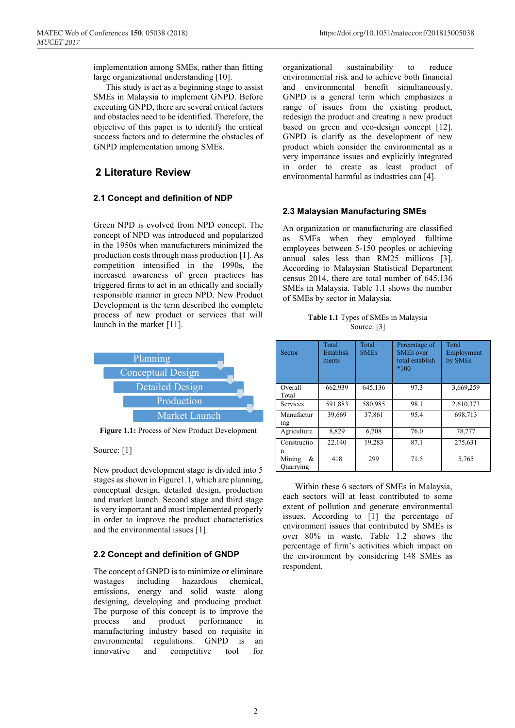implementation among SMEs, rather than fitting large organizational understanding [10].

This study is act as a beginning stage to assist SMEs in Malaysia to implement GNPD. Before executing GNPD, there are several critical factors and obstacles need to be identified. Therefore, the objective of this paper is to identify the critical success factors and to determine the obstacles of GNPD implementation among SMEs.

## 2 Literature Review

### 2.1 Concept and definition of NDP

Green NPD is evolved from NPD concept. The concept of NPD was introduced and popularized in the 1950s when manufacturers minimized the production costs through mass production [1]. As competition intensified in the 1990s, the increased awareness of green practices has triggered firms to act in an ethically and socially responsible manner in green NPD. New Product Development is the term described the complete process of new product or services that will launch in the market [11].

Planning

Conceptual Design

Detailed Design

Production

Market Launch

**Figure 1.1:** Process of New Product Development

Source: [1]

New product development stage is divided into 5 stages as shown in Figure1.1, which are planning, conceptual design, detailed design, production and market launch. Second stage and third stage is very important and must implemented properly in order to improve the product characteristics and the environmental issues [1].

### 2.2 Concept and definition of GNDP

The concept of GNPD is to minimize or eliminate wastages including hazardous chemical, emissions, energy and solid waste along designing, developing and producing product. The purpose of this concept is to improve the process and product performance in manufacturing industry based on requisite in environmental regulations. GNPD is an innovative and competitive tool for organizational sustainability to reduce environmental risk and to achieve both financial and environmental benefit simultaneously. GNPD is a general term which emphasizes a range of issues from the existing product, redesign the product and creating a new product based on green and eco-design concept [12]. GNPD is clarify as the development of new product which consider the environmental as a very importance issues and explicitly integrated in order to create as least product of environmental harmful as industries can [4].

### 2.3 Malaysian Manufacturing SMEs

An organization or manufacturing are classified as SMEs when they employed fulltime employees between 5-150 peoples or achieving annual sales less than RM25 millions [3]. According to Malaysian Statistical Department census 2014, there are total number of 645,136 SMEs in Malaysia. Table 1.1 shows the number of SMEs by sector in Malaysia.

**Table 1.1** Types of SMEs in Malaysia
Source: [3]

| Sector | Total Establishments | Total SMEs | Percentage of SMEs over total establish *100 | Total Employment by SMEs |
|---|---|---|---|---|
| Overall Total | 662,939 | 645,136 | 97.3 | 3,669,259 |
| Services | 591,883 | 580,985 | 98.1 | 2,610,373 |
| Manufacturing | 39,669 | 37,861 | 95.4 | 698,713 |
| Agriculture | 8,829 | 6,708 | 76.0 | 78,777 |
| Construction | 22,140 | 19,283 | 87.1 | 275,631 |
| Mining & Quarrying | 418 | 299 | 71.5 | 5,765 |

Within these 6 sectors of SMEs in Malaysia, each sectors will at least contributed to some extent of pollution and generate environmental issues. According to [1] the percentage of environment issues that contributed by SMEs is over 80% in waste. Table 1.2 shows the percentage of firm's activities which impact on the environment by considering 148 SMEs as respondent.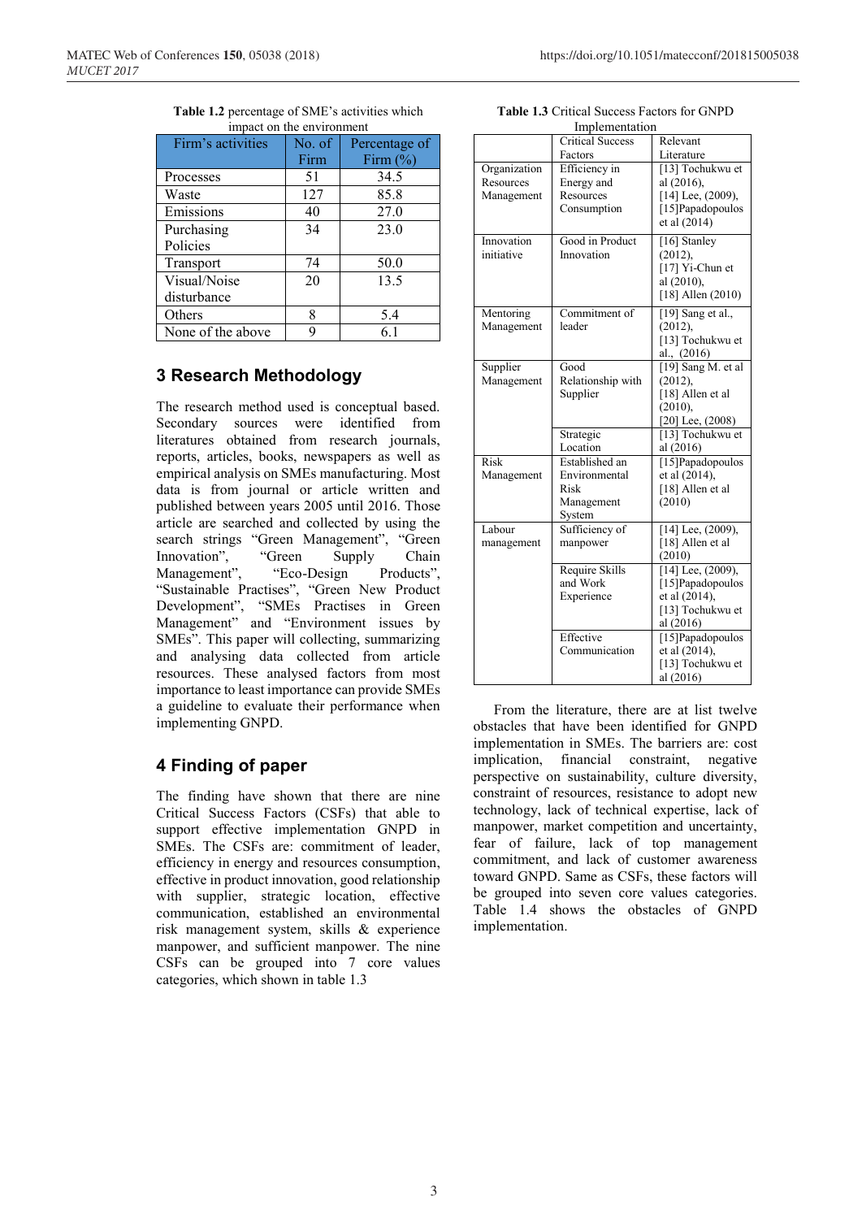**Table 1.2** percentage of SME's activities which impact on the environment

| Firm's activities | No. of Firm | Percentage of Firm (%) |
|---|---|---|
| Processes | 51 | 34.5 |
| Waste | 127 | 85.8 |
| Emissions | 40 | 27.0 |
| Purchasing Policies | 34 | 23.0 |
| Transport | 74 | 50.0 |
| Visual/Noise disturbance | 20 | 13.5 |
| Others | 8 | 5.4 |
| None of the above | 9 | 6.1 |

## 3 Research Methodology

The research method used is conceptual based. Secondary sources were identified from literatures obtained from research journals, reports, articles, books, newspapers as well as empirical analysis on SMEs manufacturing. Most data is from journal or article written and published between years 2005 until 2016. Those article are searched and collected by using the search strings "Green Management", "Green Innovation", "Green Supply Chain Management", "Eco-Design Products", "Sustainable Practises", "Green New Product Development", "SMEs Practises in Green Management" and "Environment issues by SMEs". This paper will collecting, summarizing and analysing data collected from article resources. These analysed factors from most importance to least importance can provide SMEs a guideline to evaluate their performance when implementing GNPD.

## 4 Finding of paper

The finding have shown that there are nine Critical Success Factors (CSFs) that able to support effective implementation GNPD in SMEs. The CSFs are: commitment of leader, efficiency in energy and resources consumption, effective in product innovation, good relationship with supplier, strategic location, effective communication, established an environmental risk management system, skills & experience manpower, and sufficient manpower. The nine CSFs can be grouped into 7 core values categories, which shown in table 1.3

**Table 1.3** Critical Success Factors for GNPD Implementation

| | Critical Success Factors | Relevant Literature |
|---|---|---|
| Organization Resources Management | Efficiency in Energy and Resources Consumption | [13] Tochukwu et al (2016), [14] Lee, (2009), [15]Papadopoulos et al (2014) |
| Innovation initiative | Good in Product Innovation | [16] Stanley (2012), [17] Yi-Chun et al (2010), [18] Allen (2010) |
| Mentoring Management | Commitment of leader | [19] Sang et al., (2012), [13] Tochukwu et al., (2016) |
| Supplier Management | Good Relationship with Supplier | [19] Sang M. et al (2012), [18] Allen et al (2010), [20] Lee, (2008) |
| | Strategic Location | [13] Tochukwu et al (2016) |
| Risk Management | Established an Environmental Risk Management System | [15]Papadopoulos et al (2014), [18] Allen et al (2010) |
| Labour management | Sufficiency of manpower | [14] Lee, (2009), [18] Allen et al (2010) |
| | Require Skills and Work Experience | [14] Lee, (2009), [15]Papadopoulos et al (2014), [13] Tochukwu et al (2016) |
| | Effective Communication | [15]Papadopoulos et al (2014), [13] Tochukwu et al (2016) |

From the literature, there are at list twelve obstacles that have been identified for GNPD implementation in SMEs. The barriers are: cost implication, financial constraint, negative perspective on sustainability, culture diversity, constraint of resources, resistance to adopt new technology, lack of technical expertise, lack of manpower, market competition and uncertainty, fear of failure, lack of top management commitment, and lack of customer awareness toward GNPD. Same as CSFs, these factors will be grouped into seven core values categories. Table 1.4 shows the obstacles of GNPD implementation.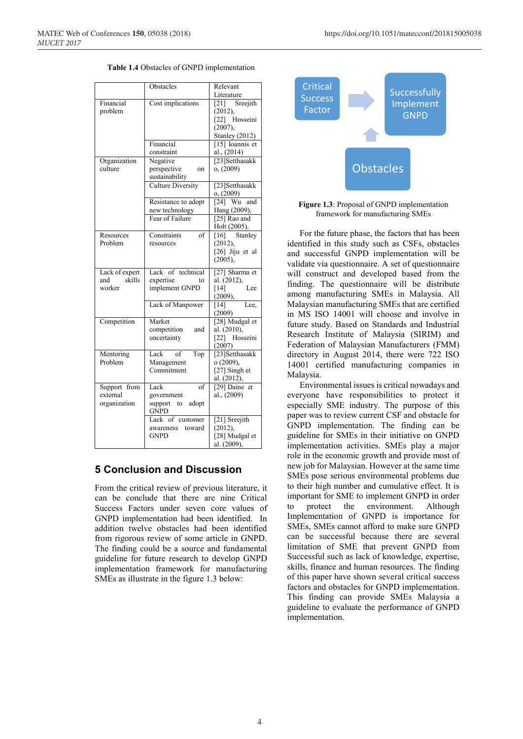**Table 1.4** Obstacles of GNPD implementation

| | Obstacles | Relevant Literature |
|---|---|---|
| Financial problem | Cost implications | [21] Sreejith (2012), [22] Hosseini (2007), Stanley (2012) |
| | Financial constraint | [15] Ioannis et al., (2014) |
| Organization culture | Negative perspective on sustainability | [23]Setthasakko, (2009) |
| | Culture Diversity | [23]Setthasakko, (2009) |
| | Resistance to adopt new technology | [24] Wu and Hang (2009), |
| | Fear of Failure | [25] Rao and Holt (2005), |
| Resources Problem | Constraints of resources | [16] Stanley (2012), [26] Jiju et al (2005), |
| Lack of expert and skills worker | Lack of technical expertise to implement GNPD | [27] Sharma et al. (2012), [14] Lee (2009), |
| | Lack of Manpower | [14] Lee, (2009) |
| Competition | Market competition and uncertainty | [28] Mudgal et al. (2010), [22] Hosseini (2007) |
| Mentoring Problem | Lack of Top Management Commitment | [23]Setthasakko (2009), [27] Singh et al. (2012), |
| Support from external organization | Lack of government support to adopt GNPD | [29] Daine et al., (2009) |
| | Lack of customer awareness toward GNPD | [21] Sreejith (2012), [28] Mudgal et al. (2009), |

## 5 Conclusion and Discussion

From the critical review of previous literature, it can be conclude that there are nine Critical Success Factors under seven core values of GNPD implementation had been identified. In addition twelve obstacles had been identified from rigorous review of some article in GNPD. The finding could be a source and fundamental guideline for future research to develop GNPD implementation framework for manufacturing SMEs as illustrate in the figure 1.3 below:

**Figure 1.3**: Proposal of GNPD implementation framework for manufacturing SMEs

For the future phase, the factors that has been identified in this study such as CSFs, obstacles and successful GNPD implementation will be validate via questionnaire. A set of questionnaire will construct and developed based from the finding. The questionnaire will be distribute among manufacturing SMEs in Malaysia. All Malaysian manufacturing SMEs that are certified in MS ISO 14001 will choose and involve in future study. Based on Standards and Industrial Research Institute of Malaysia (SIRIM) and Federation of Malaysian Manufacturers (FMM) directory in August 2014, there were 722 ISO 14001 certified manufacturing companies in Malaysia.

Environmental issues is critical nowadays and everyone have responsibilities to protect it especially SME industry. The purpose of this paper was to review current CSF and obstacle for GNPD implementation. The finding can be guideline for SMEs in their initiative on GNPD implementation activities. SMEs play a major role in the economic growth and provide most of new job for Malaysian. However at the same time SMEs pose serious environmental problems due to their high number and cumulative effect. It is important for SME to implement GNPD in order to protect the environment. Although Implementation of GNPD is importance for SMEs, SMEs cannot afford to make sure GNPD can be successful because there are several limitation of SME that prevent GNPD from Successful such as lack of knowledge, expertise, skills, finance and human resources. The finding of this paper have shown several critical success factors and obstacles for GNPD implementation. This finding can provide SMEs Malaysia a guideline to evaluate the performance of GNPD implementation.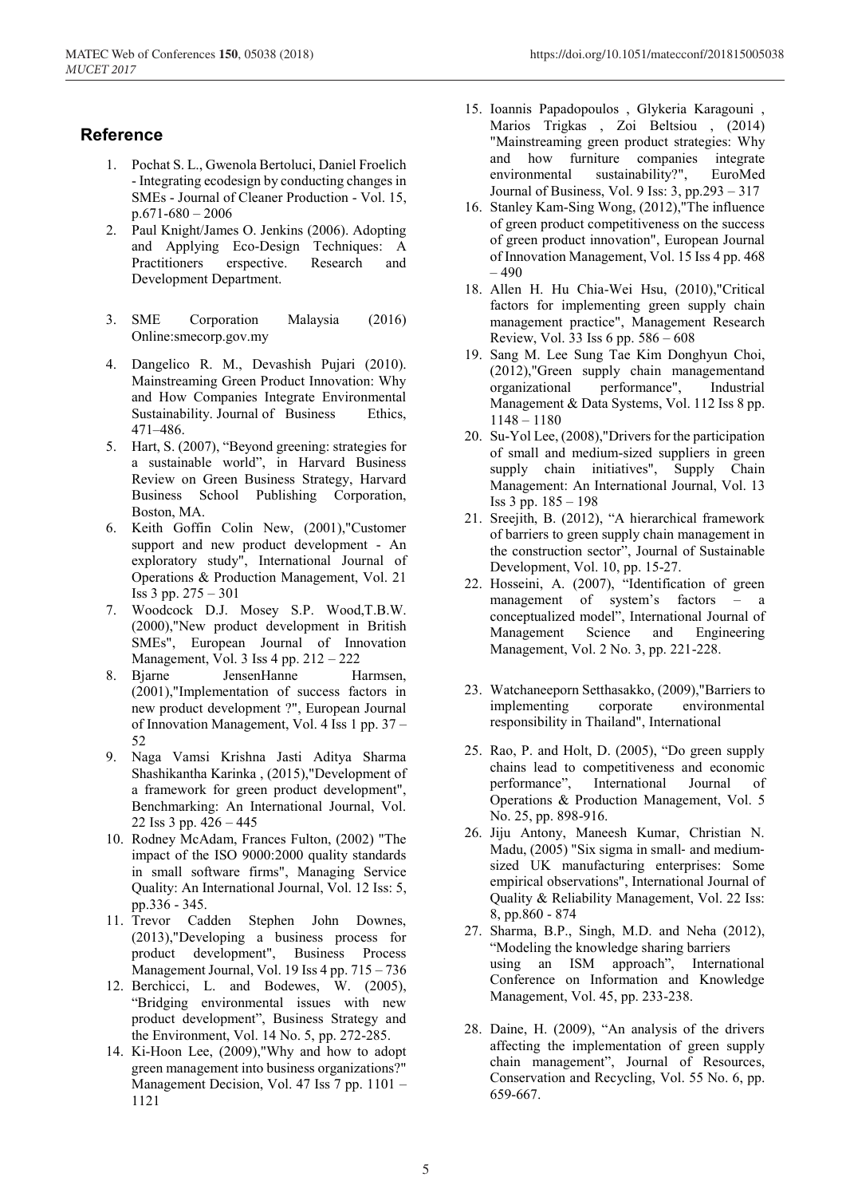## Reference

1. Pochat S. L., Gwenola Bertoluci, Daniel Froelich - Integrating ecodesign by conducting changes in SMEs - Journal of Cleaner Production - Vol. 15, p.671-680 – 2006
2. Paul Knight/James O. Jenkins (2006). Adopting and Applying Eco-Design Techniques: A Practitioners erspective. Research and Development Department.
3. SME Corporation Malaysia (2016) Online:smecorp.gov.my
4. Dangelico R. M., Devashish Pujari (2010). Mainstreaming Green Product Innovation: Why and How Companies Integrate Environmental Sustainability. Journal of Business Ethics, 471–486.
5. Hart, S. (2007), "Beyond greening: strategies for a sustainable world", in Harvard Business Review on Green Business Strategy, Harvard Business School Publishing Corporation, Boston, MA.
6. Keith Goffin Colin New, (2001),"Customer support and new product development - An exploratory study", International Journal of Operations & Production Management, Vol. 21 Iss 3 pp. 275 – 301
7. Woodcock D.J. Mosey S.P. Wood,T.B.W. (2000),"New product development in British SMEs", European Journal of Innovation Management, Vol. 3 Iss 4 pp. 212 – 222
8. Bjarne JensenHanne Harmsen, (2001),"Implementation of success factors in new product development ?", European Journal of Innovation Management, Vol. 4 Iss 1 pp. 37 – 52
9. Naga Vamsi Krishna Jasti Aditya Sharma Shashikantha Karinka , (2015),"Development of a framework for green product development", Benchmarking: An International Journal, Vol. 22 Iss 3 pp. 426 – 445
10. Rodney McAdam, Frances Fulton, (2002) "The impact of the ISO 9000:2000 quality standards in small software firms", Managing Service Quality: An International Journal, Vol. 12 Iss: 5, pp.336 - 345.
11. Trevor Cadden Stephen John Downes, (2013),"Developing a business process for product development", Business Process Management Journal, Vol. 19 Iss 4 pp. 715 – 736
12. Berchicci, L. and Bodewes, W. (2005), "Bridging environmental issues with new product development", Business Strategy and the Environment, Vol. 14 No. 5, pp. 272-285.
14. Ki-Hoon Lee, (2009),"Why and how to adopt green management into business organizations?" Management Decision, Vol. 47 Iss 7 pp. 1101 – 1121
15. Ioannis Papadopoulos , Glykeria Karagouni , Marios Trigkas , Zoi Beltsiou , (2014) "Mainstreaming green product strategies: Why and how furniture companies integrate environmental sustainability?", EuroMed Journal of Business, Vol. 9 Iss: 3, pp.293 – 317
16. Stanley Kam-Sing Wong, (2012),"The influence of green product competitiveness on the success of green product innovation", European Journal of Innovation Management, Vol. 15 Iss 4 pp. 468 – 490
18. Allen H. Hu Chia-Wei Hsu, (2010),"Critical factors for implementing green supply chain management practice", Management Research Review, Vol. 33 Iss 6 pp. 586 – 608
19. Sang M. Lee Sung Tae Kim Donghyun Choi, (2012),"Green supply chain managementand organizational performance", Industrial Management & Data Systems, Vol. 112 Iss 8 pp. 1148 – 1180
20. Su-Yol Lee, (2008),"Drivers for the participation of small and medium-sized suppliers in green supply chain initiatives", Supply Chain Management: An International Journal, Vol. 13 Iss 3 pp. 185 – 198
21. Sreejith, B. (2012), "A hierarchical framework of barriers to green supply chain management in the construction sector", Journal of Sustainable Development, Vol. 10, pp. 15-27.
22. Hosseini, A. (2007), "Identification of green management of system's factors – a conceptualized model", International Journal of Management Science and Engineering Management, Vol. 2 No. 3, pp. 221-228.
23. Watchaneeporn Setthasakko, (2009),"Barriers to implementing corporate environmental responsibility in Thailand", International
25. Rao, P. and Holt, D. (2005), "Do green supply chains lead to competitiveness and economic performance", International Journal of Operations & Production Management, Vol. 5 No. 25, pp. 898-916.
26. Jiju Antony, Maneesh Kumar, Christian N. Madu, (2005) "Six sigma in small- and medium-sized UK manufacturing enterprises: Some empirical observations", International Journal of Quality & Reliability Management, Vol. 22 Iss: 8, pp.860 - 874
27. Sharma, B.P., Singh, M.D. and Neha (2012), "Modeling the knowledge sharing barriers using an ISM approach", International Conference on Information and Knowledge Management, Vol. 45, pp. 233-238.
28. Daine, H. (2009), "An analysis of the drivers affecting the implementation of green supply chain management", Journal of Resources, Conservation and Recycling, Vol. 55 No. 6, pp. 659-667.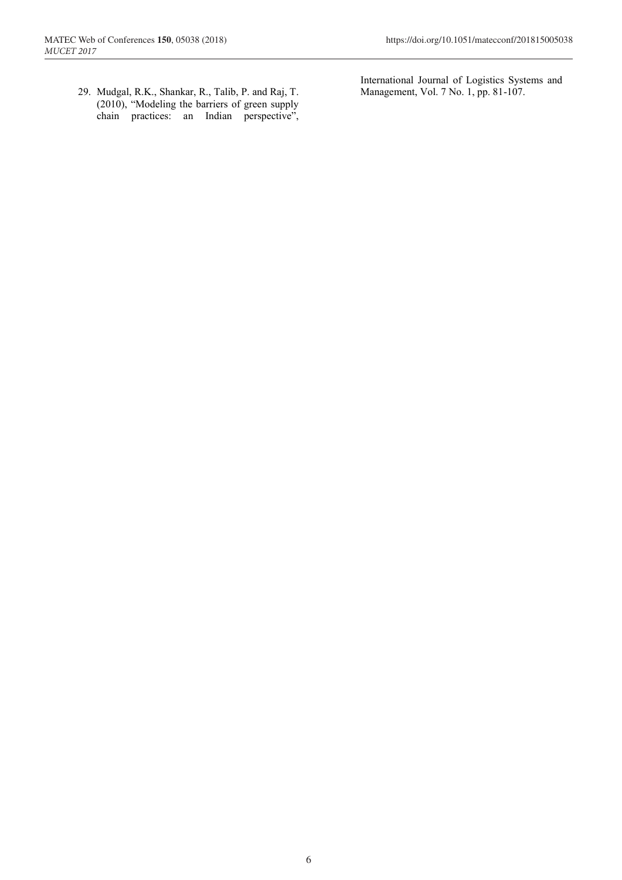29. Mudgal, R.K., Shankar, R., Talib, P. and Raj, T. (2010), "Modeling the barriers of green supply chain practices: an Indian perspective", International Journal of Logistics Systems and Management, Vol. 7 No. 1, pp. 81-107.